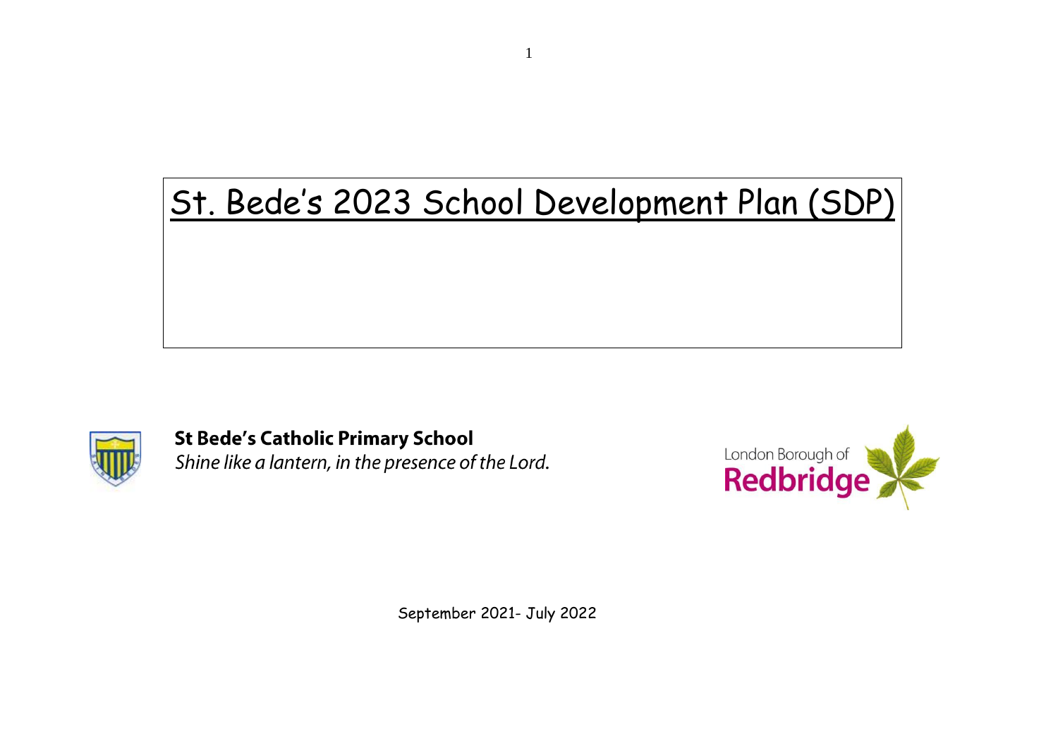# St. Bede's 2023 School Development Plan (SDP)

**St Bede's Catholic Primary School**

*Shine like a lantern, in the presence of the Lord.*

London Borough of **Redbridge**

September 2021- July 2022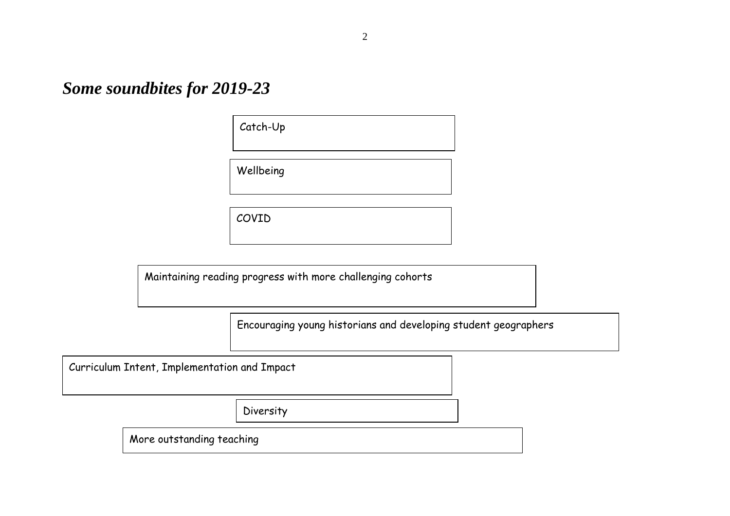## *Some soundbites for 2019-23*

Catch-Up

Wellbeing

COVID

Maintaining reading progress with more challenging cohorts

Encouraging young historians and developing student geographers

Curriculum Intent, Implementation and Impact

Diversity

More outstanding teaching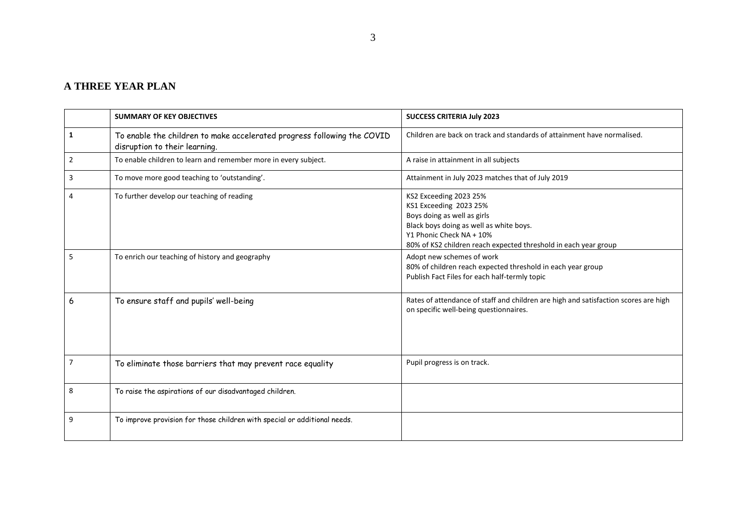## A THREE YEAR PLAN

| | **SUMMARY OF KEY OBJECTIVES** | **SUCCESS CRITERIA July 2023** |
|---|---|---|
| **1** | To enable the children to make accelerated progress following the COVID disruption to their learning. | Children are back on track and standards of attainment have normalised. |
| 2 | To enable children to learn and remember more in every subject. | A raise in attainment in all subjects |
| 3 | To move more good teaching to 'outstanding'. | Attainment in July 2023 matches that of July 2019 |
| 4 | To further develop our teaching of reading | KS2 Exceeding 2023 25%<br>KS1 Exceeding 2023 25%<br>Boys doing as well as girls<br>Black boys doing as well as white boys.<br>Y1 Phonic Check NA + 10%<br>80% of KS2 children reach expected threshold in each year group |
| 5 | To enrich our teaching of history and geography | Adopt new schemes of work<br>80% of children reach expected threshold in each year group<br>Publish Fact Files for each half-termly topic |
| 6 | To ensure staff and pupils' well-being | Rates of attendance of staff and children are high and satisfaction scores are high on specific well-being questionnaires. |
| 7 | To eliminate those barriers that may prevent race equality | Pupil progress is on track. |
| 8 | To raise the aspirations of our disadvantaged children. | |
| 9 | To improve provision for those children with special or additional needs. | |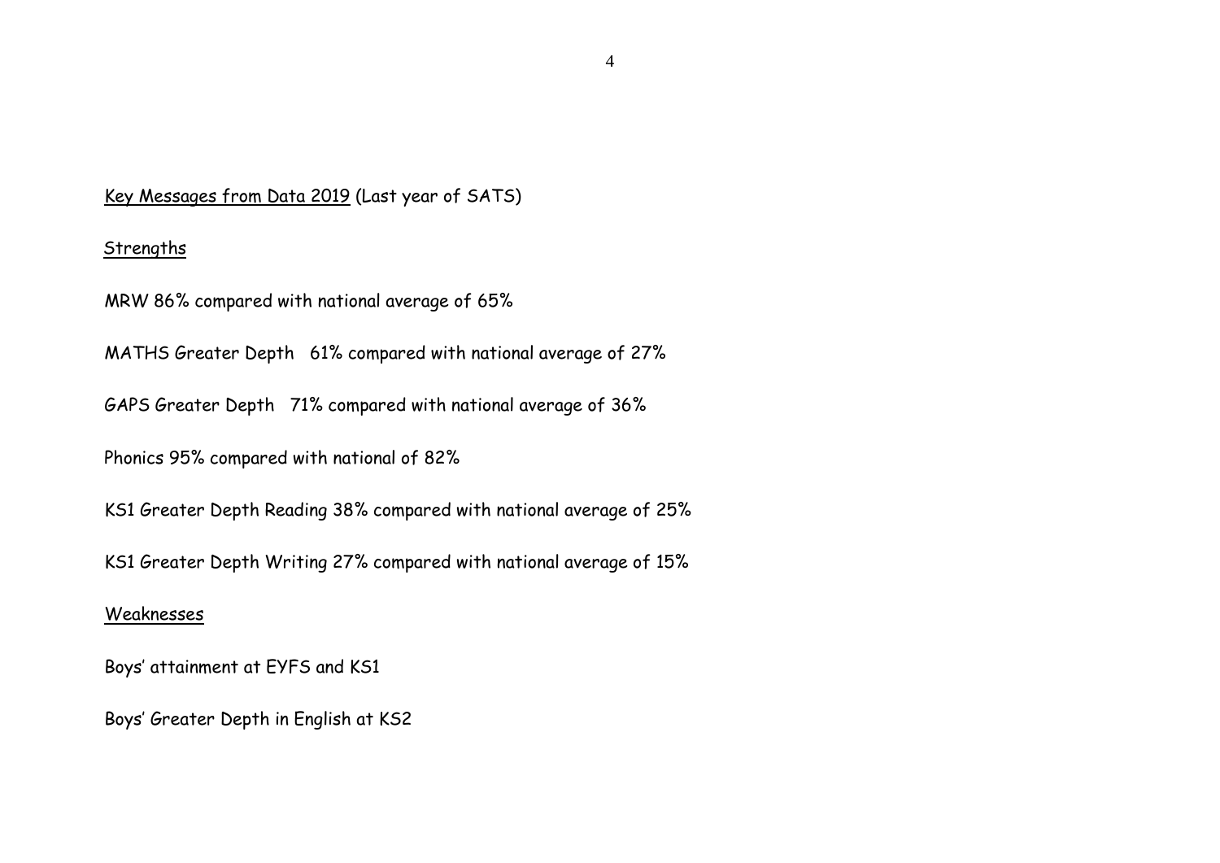## <u>Key Messages from Data 2019</u> (Last year of SATS)

### <u>Strengths</u>

MRW 86% compared with national average of 65%

MATHS Greater Depth 61% compared with national average of 27%

GAPS Greater Depth 71% compared with national average of 36%

Phonics 95% compared with national of 82%

KS1 Greater Depth Reading 38% compared with national average of 25%

KS1 Greater Depth Writing 27% compared with national average of 15%

### <u>Weaknesses</u>

Boys' attainment at EYFS and KS1

Boys' Greater Depth in English at KS2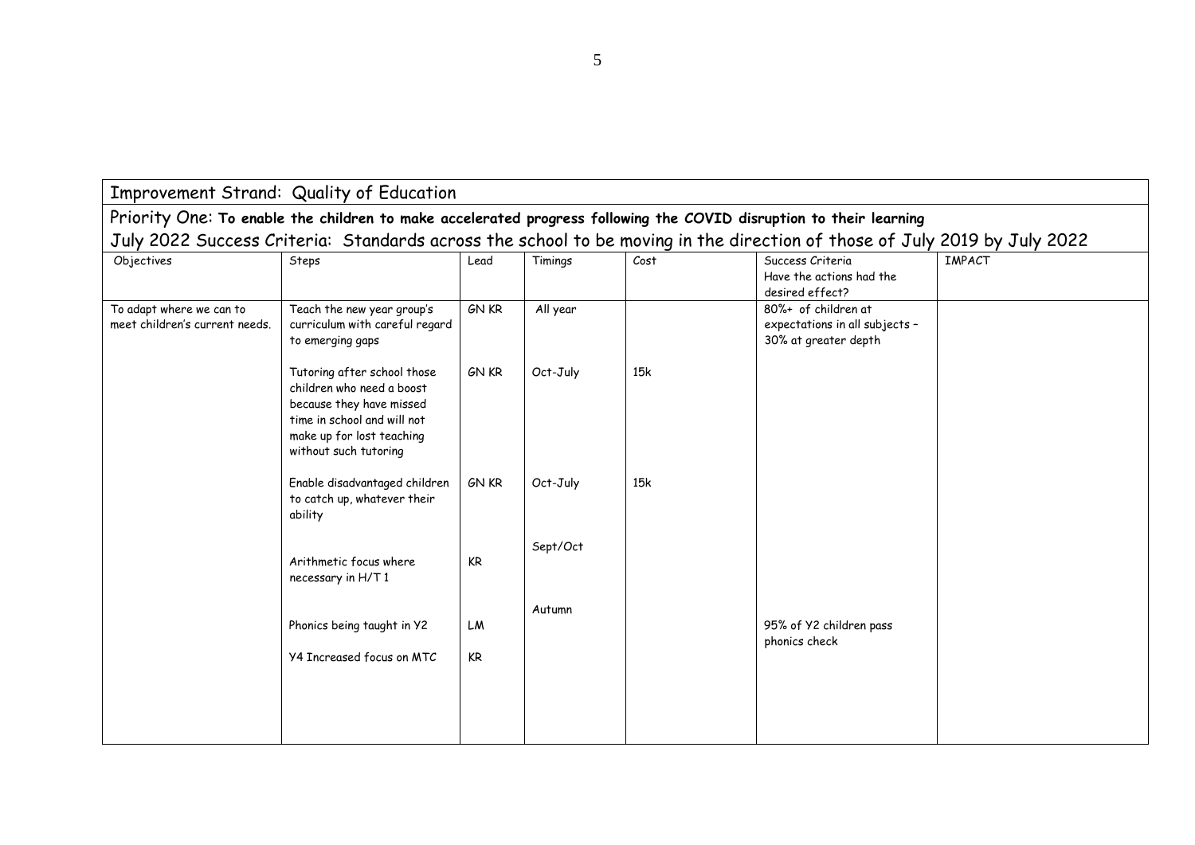Improvement Strand: Quality of Education

Priority One: **To enable the children to make accelerated progress following the COVID disruption to their learning**

July 2022 Success Criteria: Standards across the school to be moving in the direction of those of July 2019 by July 2022

| Objectives | Steps | Lead | Timings | Cost | Success Criteria Have the actions had the desired effect? | IMPACT |
|---|---|---|---|---|---|---|
| To adapt where we can to meet children's current needs. | Teach the new year group's curriculum with careful regard to emerging gaps | GN KR | All year | | 80%+ of children at expectations in all subjects – 30% at greater depth | |
| | Tutoring after school those children who need a boost because they have missed time in school and will not make up for lost teaching without such tutoring | GN KR | Oct-July | 15k | | |
| | Enable disadvantaged children to catch up, whatever their ability | GN KR | Oct-July | 15k | | |
| | Arithmetic focus where necessary in H/T 1 | KR | Sept/Oct | | | |
| | Phonics being taught in Y2 | LM | Autumn | | 95% of Y2 children pass phonics check | |
| | Y4 Increased focus on MTC | KR | | | | |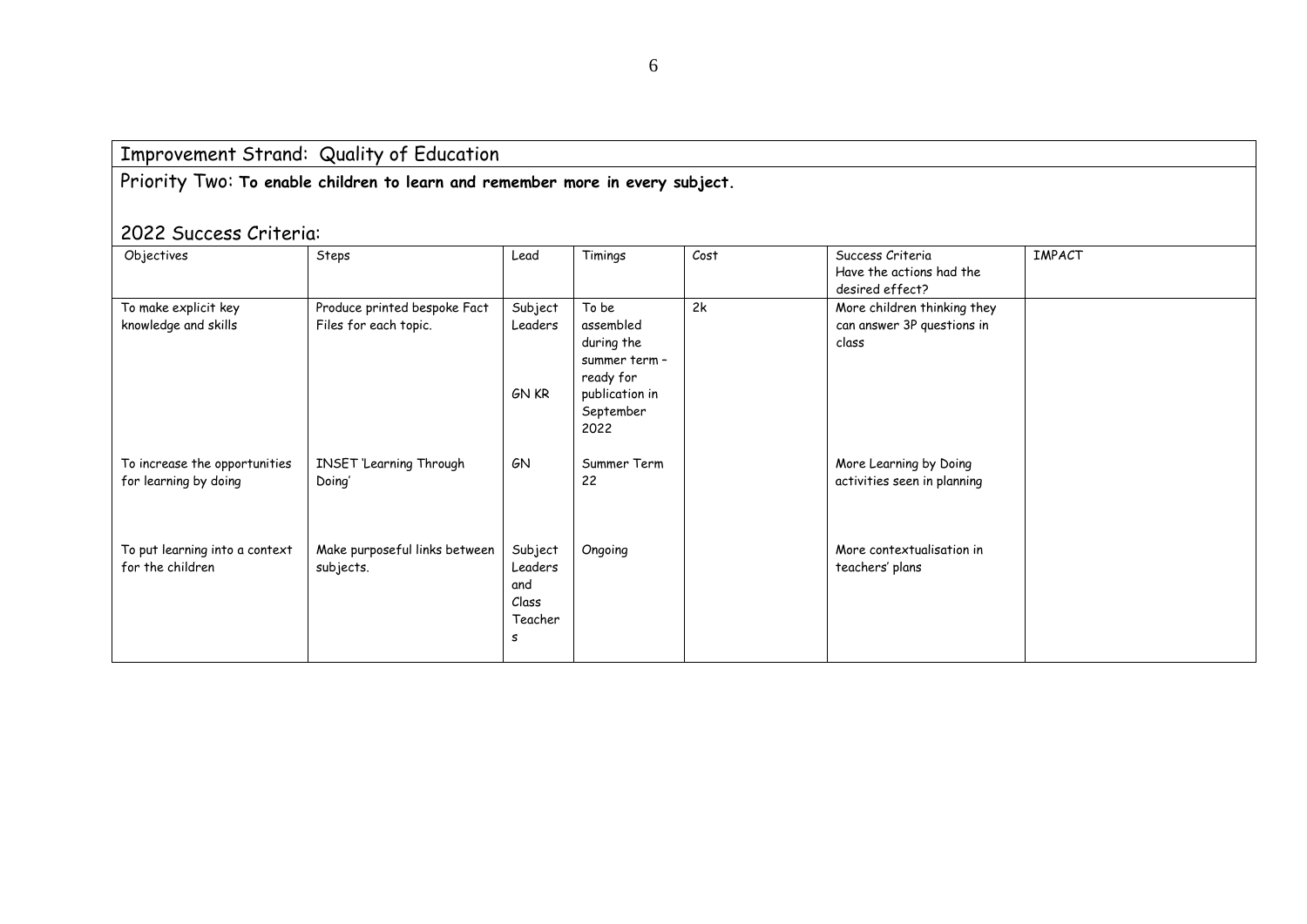## Improvement Strand: Quality of Education

### Priority Two: **To enable children to learn and remember more in every subject.**

### 2022 Success Criteria:

| Objectives | Steps | Lead | Timings | Cost | Success Criteria Have the actions had the desired effect? | IMPACT |
|---|---|---|---|---|---|---|
| To make explicit key knowledge and skills | Produce printed bespoke Fact Files for each topic. | Subject Leaders GN KR | To be assembled during the summer term – ready for publication in September 2022 | 2k | More children thinking they can answer 3P questions in class | |
| To increase the opportunities for learning by doing | INSET 'Learning Through Doing' | GN | Summer Term 22 | | More Learning by Doing activities seen in planning | |
| To put learning into a context for the children | Make purposeful links between subjects. | Subject Leaders and Class Teachers | Ongoing | | More contextualisation in teachers' plans | |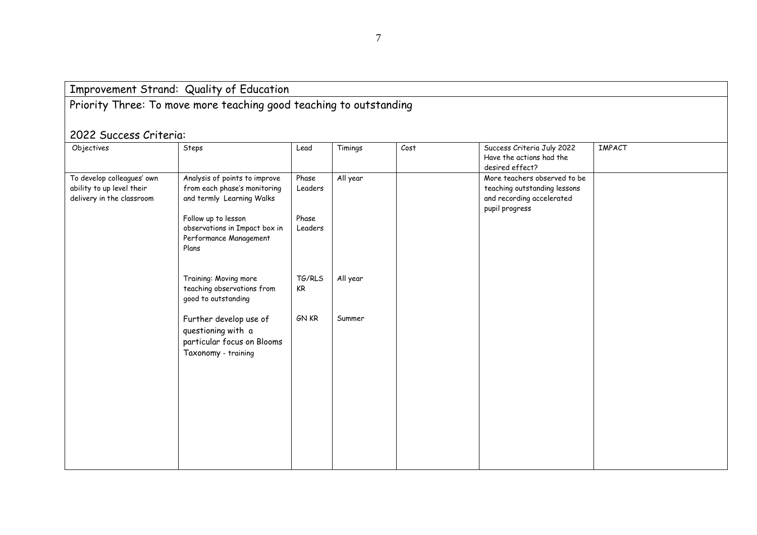## Improvement Strand: Quality of Education

### Priority Three: To move more teaching good teaching to outstanding

### 2022 Success Criteria:

| Objectives | Steps | Lead | Timings | Cost | Success Criteria July 2022 Have the actions had the desired effect? | IMPACT |
|---|---|---|---|---|---|---|
| To develop colleagues' own ability to up level their delivery in the classroom | Analysis of points to improve from each phase's monitoring and termly Learning Walks | Phase Leaders | All year | | More teachers observed to be teaching outstanding lessons and recording accelerated pupil progress | |
| | Follow up to lesson observations in Impact box in Performance Management Plans | Phase Leaders | | | | |
| | Training: Moving more teaching observations from good to outstanding | TG/RLS KR | All year | | | |
| | Further develop use of questioning with a particular focus on Blooms Taxonomy - training | GN KR | Summer | | | |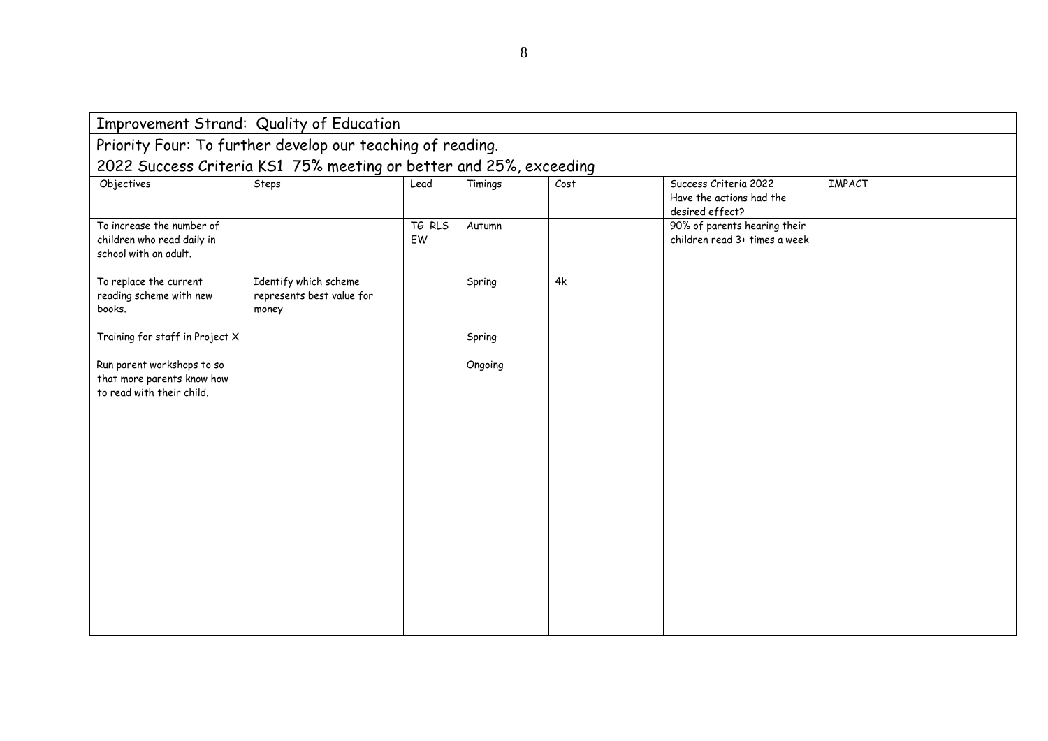## Improvement Strand: Quality of Education

### Priority Four: To further develop our teaching of reading.

### 2022 Success Criteria KS1 75% meeting or better and 25%, exceeding

| Objectives | Steps | Lead | Timings | Cost | Success Criteria 2022 Have the actions had the desired effect? | IMPACT |
|---|---|---|---|---|---|---|
| To increase the number of children who read daily in school with an adult. | | TG RLS EW | Autumn | | 90% of parents hearing their children read 3+ times a week | |
| To replace the current reading scheme with new books. | Identify which scheme represents best value for money | | Spring | 4k | | |
| Training for staff in Project X | | | Spring | | | |
| Run parent workshops to so that more parents know how to read with their child. | | | Ongoing | | | |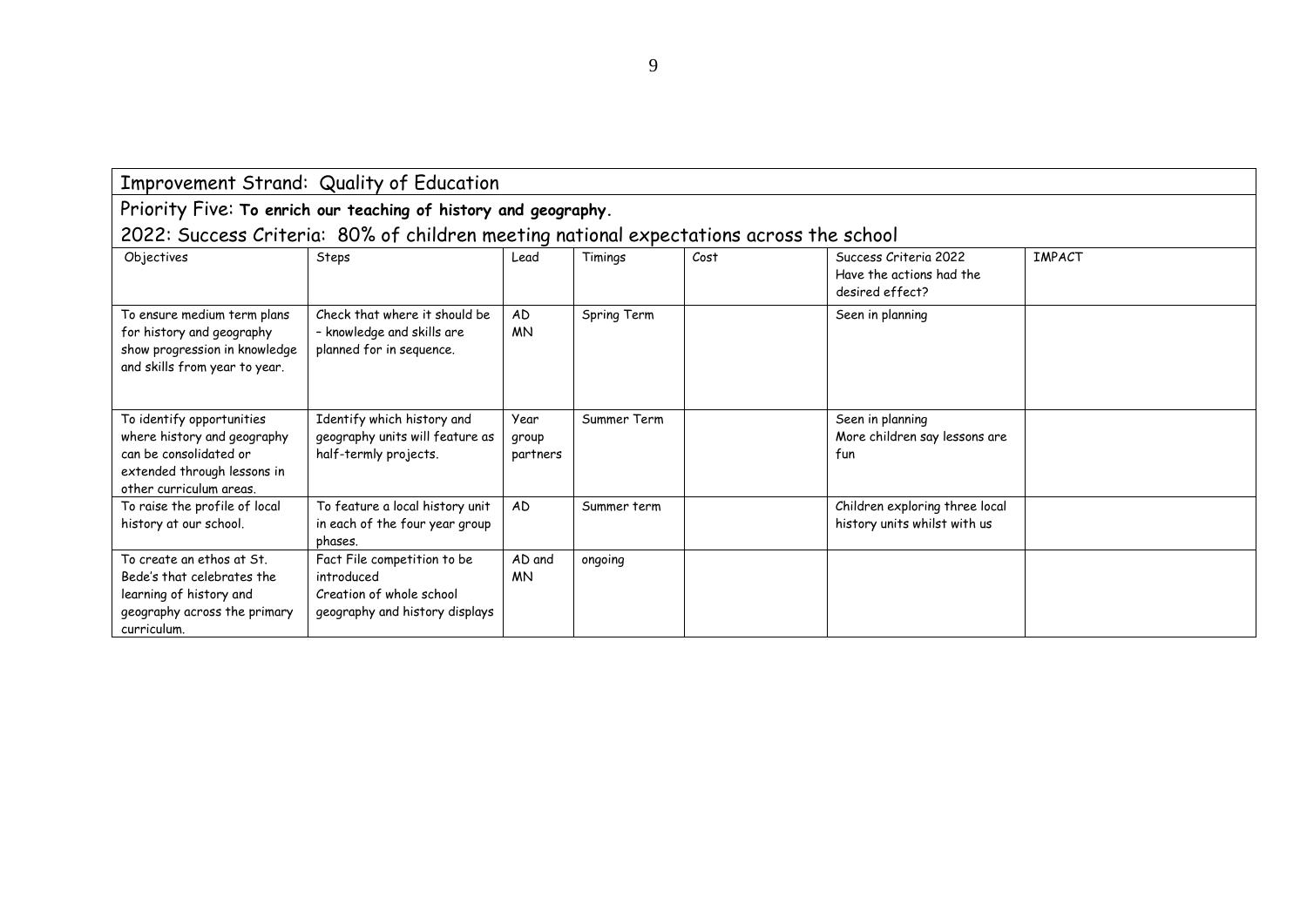| Improvement Strand: Quality of Education | | | | | | |
|---|---|---|---|---|---|---|
| Priority Five: **To enrich our teaching of history and geography.** | | | | | | |
| 2022: Success Criteria: 80% of children meeting national expectations across the school | | | | | | |
| Objectives | Steps | Lead | Timings | Cost | Success Criteria 2022<br>Have the actions had the desired effect? | IMPACT |
| To ensure medium term plans for history and geography show progression in knowledge and skills from year to year. | Check that where it should be – knowledge and skills are planned for in sequence. | AD<br>MN | Spring Term | | Seen in planning | |
| To identify opportunities where history and geography can be consolidated or extended through lessons in other curriculum areas. | Identify which history and geography units will feature as half-termly projects. | Year group partners | Summer Term | | Seen in planning<br>More children say lessons are fun | |
| To raise the profile of local history at our school. | To feature a local history unit in each of the four year group phases. | AD | Summer term | | Children exploring three local history units whilst with us | |
| To create an ethos at St. Bede's that celebrates the learning of history and geography across the primary curriculum. | Fact File competition to be introduced<br>Creation of whole school geography and history displays | AD and MN | ongoing | | | |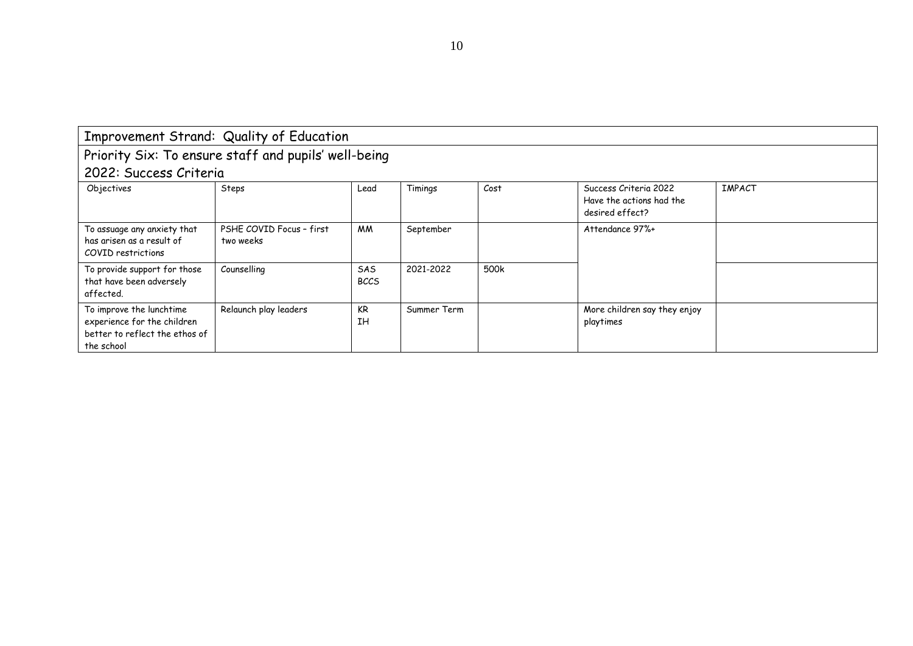## Improvement Strand: Quality of Education

## Priority Six: To ensure staff and pupils' well-being

## 2022: Success Criteria

| Objectives | Steps | Lead | Timings | Cost | Success Criteria 2022 Have the actions had the desired effect? | IMPACT |
|---|---|---|---|---|---|---|
| To assuage any anxiety that has arisen as a result of COVID restrictions | PSHE COVID Focus – first two weeks | MM | September | | Attendance 97%+ | |
| To provide support for those that have been adversely affected. | Counselling | SAS BCCS | 2021-2022 | 500k | | |
| To improve the lunchtime experience for the children better to reflect the ethos of the school | Relaunch play leaders | KR IH | Summer Term | | More children say they enjoy playtimes | |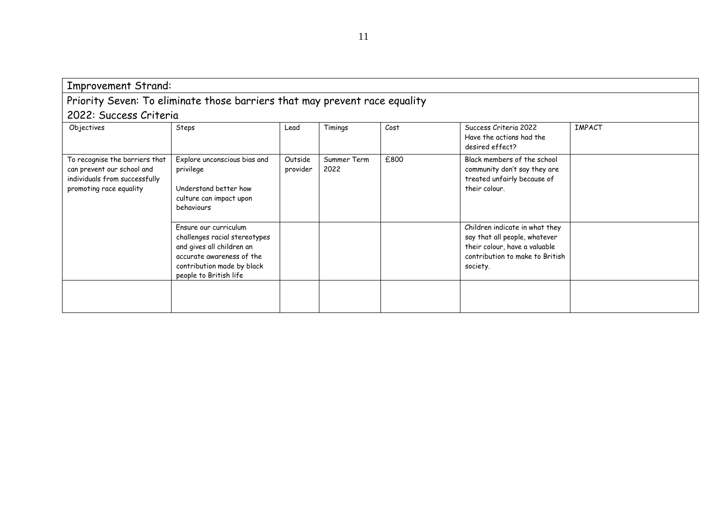Improvement Strand:

Priority Seven: To eliminate those barriers that may prevent race equality

2022: Success Criteria

| Objectives | Steps | Lead | Timings | Cost | Success Criteria 2022 Have the actions had the desired effect? | IMPACT |
|---|---|---|---|---|---|---|
| To recognise the barriers that can prevent our school and individuals from successfully promoting race equality | Explore unconscious bias and privilege<br><br>Understand better how culture can impact upon behaviours | Outside provider | Summer Term 2022 | £800 | Black members of the school community don't say they are treated unfairly because of their colour. | |
| | Ensure our curriculum challenges racial stereotypes and gives all children an accurate awareness of the contribution made by black people to British life | | | | Children indicate in what they say that all people, whatever their colour, have a valuable contribution to make to British society. | |
| | | | | | | |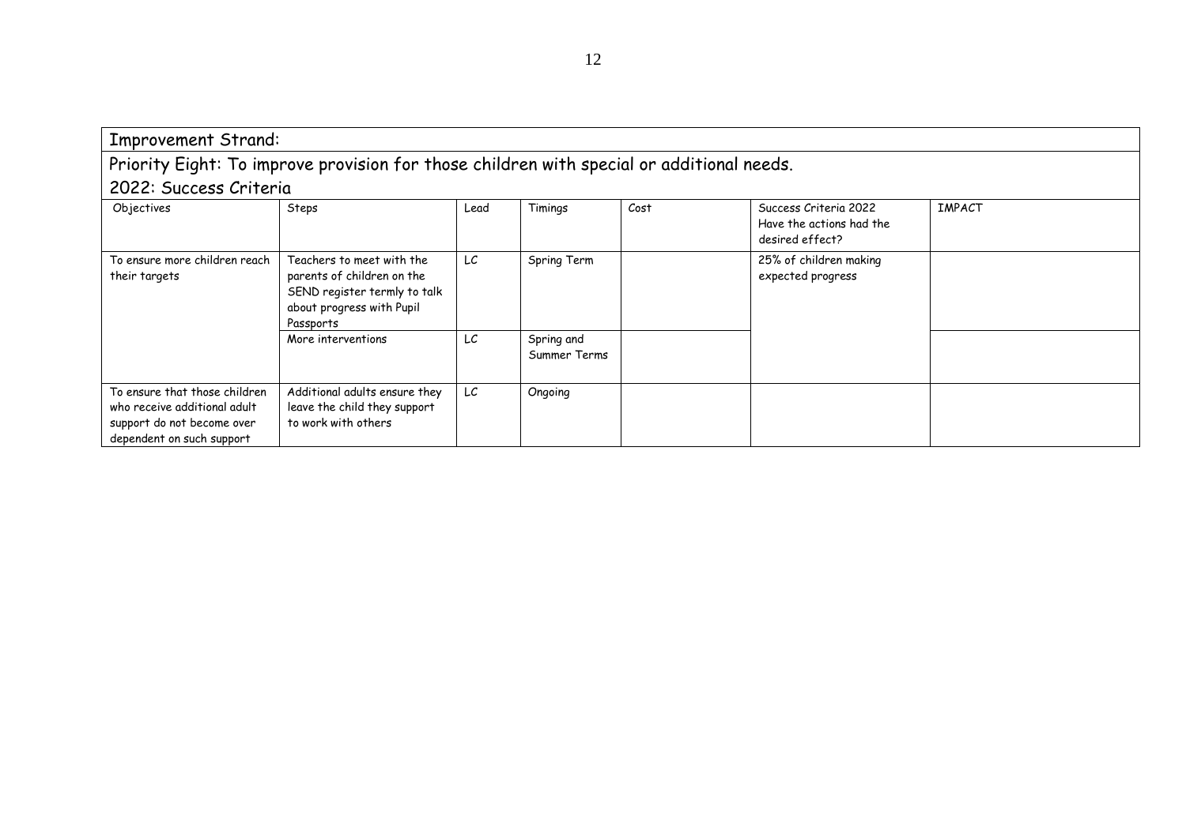Improvement Strand:

Priority Eight: To improve provision for those children with special or additional needs.

2022: Success Criteria

| Objectives | Steps | Lead | Timings | Cost | Success Criteria 2022 Have the actions had the desired effect? | IMPACT |
|---|---|---|---|---|---|---|
| To ensure more children reach their targets | Teachers to meet with the parents of children on the SEND register termly to talk about progress with Pupil Passports | LC | Spring Term | | 25% of children making expected progress | |
| | More interventions | LC | Spring and Summer Terms | | | |
| To ensure that those children who receive additional adult support do not become over dependent on such support | Additional adults ensure they leave the child they support to work with others | LC | Ongoing | | | |